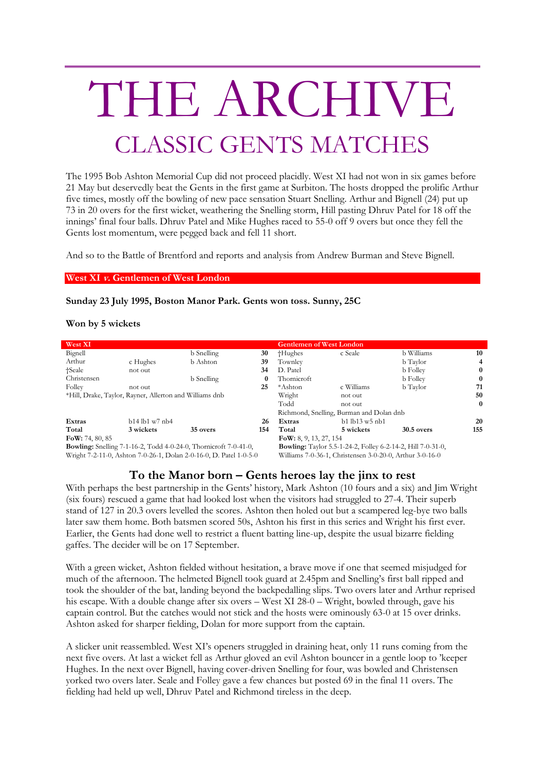# THE ARCHIVE

## CLASSIC GENTS MATCHES

The 1995 Bob Ashton Memorial Cup did not proceed placidly. West XI had not won in six games before 21 May but deservedly beat the Gents in the first game at Surbiton. The hosts dropped the prolific Arthur five times, mostly off the bowling of new pace sensation Stuart Snelling. Arthur and Bignell (24) put up 73 in 20 overs for the first wicket, weathering the Snelling storm, Hill pasting Dhruv Patel for 18 off the innings' final four balls. Dhruv Patel and Mike Hughes raced to 55-0 off 9 overs but once they fell the Gents lost momentum, were pegged back and fell 11 short.

And so to the Battle of Brentford and reports and analysis from Andrew Burman and Steve Bignell.

### West XI *v.* Gentlemen of West London

**Sunday 23 July 1995, Boston Manor Park. Gents won toss. Sunny, 25C**

**Won by 5 wickets**

| West XI | | | |
|---|---|---|---|
| Bignell | | b Snelling | 30 |
| Arthur | c Hughes | b Ashton | 39 |
| †Seale | not out | | 34 |
| Christensen | | b Snelling | 0 |
| Folley | not out | | 25 |
| *Hill, Drake, Taylor, Rayner, Allerton and Williams dnb | | | |
| **Extras** | b14 lb1 w7 nb4 | | **26** |
| **Total** | **3 wickets** | **35 overs** | **154** |

**FoW:** 74, 80, 85

**Bowling:** Snelling 7-1-16-2, Todd 4-0-24-0, Thornicroft 7-0-41-0, Wright 7-2-11-0, Ashton 7-0-26-1, Dolan 2-0-16-0, D. Patel 1-0-5-0

| Gentlemen of West London | | | |
|---|---|---|---|
| †Hughes | c Seale | b Williams | 10 |
| Townley | | b Taylor | 4 |
| D. Patel | | b Folley | 0 |
| Thornicroft | | b Folley | 0 |
| *Ashton | c Williams | b Taylor | 71 |
| Wright | not out | | 50 |
| Todd | not out | | 0 |
| Richmond, Snelling, Burman and Dolan dnb | | | |
| **Extras** | b1 lb13 w5 nb1 | | **20** |
| **Total** | **5 wickets** | **30.5 overs** | **155** |

**FoW:** 8, 9, 13, 27, 154

**Bowling:** Taylor 5.5-1-24-2, Folley 6-2-14-2, Hill 7-0-31-0, Williams 7-0-36-1, Christensen 3-0-20-0, Arthur 3-0-16-0

## To the Manor born – Gents heroes lay the jinx to rest

With perhaps the best partnership in the Gents' history, Mark Ashton (10 fours and a six) and Jim Wright (six fours) rescued a game that had looked lost when the visitors had struggled to 27-4. Their superb stand of 127 in 20.3 overs levelled the scores. Ashton then holed out but a scampered leg-bye two balls later saw them home. Both batsmen scored 50s, Ashton his first in this series and Wright his first ever. Earlier, the Gents had done well to restrict a fluent batting line-up, despite the usual bizarre fielding gaffes. The decider will be on 17 September.

With a green wicket, Ashton fielded without hesitation, a brave move if one that seemed misjudged for much of the afternoon. The helmeted Bignell took guard at 2.45pm and Snelling's first ball ripped and took the shoulder of the bat, landing beyond the backpedalling slips. Two overs later and Arthur reprised his escape. With a double change after six overs – West XI 28-0 – Wright, bowled through, gave his captain control. But the catches would not stick and the hosts were ominously 63-0 at 15 over drinks. Ashton asked for sharper fielding, Dolan for more support from the captain.

A slicker unit reassembled. West XI's openers struggled in draining heat, only 11 runs coming from the next five overs. At last a wicket fell as Arthur gloved an evil Ashton bouncer in a gentle loop to 'keeper Hughes. In the next over Bignell, having cover-driven Snelling for four, was bowled and Christensen yorked two overs later. Seale and Folley gave a few chances but posted 69 in the final 11 overs. The fielding had held up well, Dhruv Patel and Richmond tireless in the deep.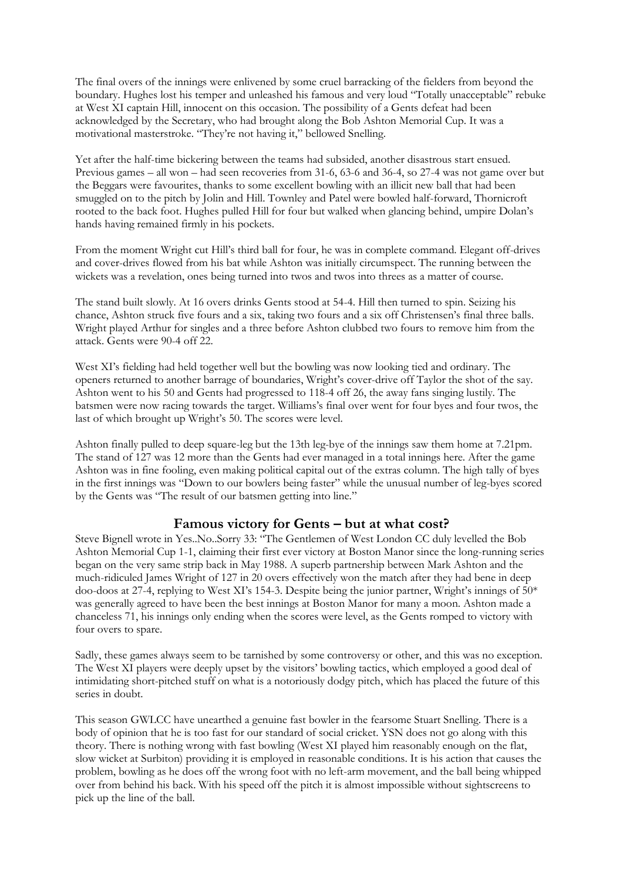The final overs of the innings were enlivened by some cruel barracking of the fielders from beyond the boundary. Hughes lost his temper and unleashed his famous and very loud "Totally unacceptable" rebuke at West XI captain Hill, innocent on this occasion. The possibility of a Gents defeat had been acknowledged by the Secretary, who had brought along the Bob Ashton Memorial Cup. It was a motivational masterstroke. "They're not having it," bellowed Snelling.

Yet after the half-time bickering between the teams had subsided, another disastrous start ensued. Previous games – all won – had seen recoveries from 31-6, 63-6 and 36-4, so 27-4 was not game over but the Beggars were favourites, thanks to some excellent bowling with an illicit new ball that had been smuggled on to the pitch by Jolin and Hill. Townley and Patel were bowled half-forward, Thornicroft rooted to the back foot. Hughes pulled Hill for four but walked when glancing behind, umpire Dolan's hands having remained firmly in his pockets.

From the moment Wright cut Hill's third ball for four, he was in complete command. Elegant off-drives and cover-drives flowed from his bat while Ashton was initially circumspect. The running between the wickets was a revelation, ones being turned into twos and twos into threes as a matter of course.

The stand built slowly. At 16 overs drinks Gents stood at 54-4. Hill then turned to spin. Seizing his chance, Ashton struck five fours and a six, taking two fours and a six off Christensen's final three balls. Wright played Arthur for singles and a three before Ashton clubbed two fours to remove him from the attack. Gents were 90-4 off 22.

West XI's fielding had held together well but the bowling was now looking tied and ordinary. The openers returned to another barrage of boundaries, Wright's cover-drive off Taylor the shot of the say. Ashton went to his 50 and Gents had progressed to 118-4 off 26, the away fans singing lustily. The batsmen were now racing towards the target. Williams's final over went for four byes and four twos, the last of which brought up Wright's 50. The scores were level.

Ashton finally pulled to deep square-leg but the 13th leg-bye of the innings saw them home at 7.21pm. The stand of 127 was 12 more than the Gents had ever managed in a total innings here. After the game Ashton was in fine fooling, even making political capital out of the extras column. The high tally of byes in the first innings was "Down to our bowlers being faster" while the unusual number of leg-byes scored by the Gents was "The result of our batsmen getting into line."

## Famous victory for Gents – but at what cost?

Steve Bignell wrote in Yes..No..Sorry 33: "The Gentlemen of West London CC duly levelled the Bob Ashton Memorial Cup 1-1, claiming their first ever victory at Boston Manor since the long-running series began on the very same strip back in May 1988. A superb partnership between Mark Ashton and the much-ridiculed James Wright of 127 in 20 overs effectively won the match after they had bene in deep doo-doos at 27-4, replying to West XI's 154-3. Despite being the junior partner, Wright's innings of 50* was generally agreed to have been the best innings at Boston Manor for many a moon. Ashton made a chanceless 71, his innings only ending when the scores were level, as the Gents romped to victory with four overs to spare.

Sadly, these games always seem to be tarnished by some controversy or other, and this was no exception. The West XI players were deeply upset by the visitors' bowling tactics, which employed a good deal of intimidating short-pitched stuff on what is a notoriously dodgy pitch, which has placed the future of this series in doubt.

This season GWLCC have unearthed a genuine fast bowler in the fearsome Stuart Snelling. There is a body of opinion that he is too fast for our standard of social cricket. YSN does not go along with this theory. There is nothing wrong with fast bowling (West XI played him reasonably enough on the flat, slow wicket at Surbiton) providing it is employed in reasonable conditions. It is his action that causes the problem, bowling as he does off the wrong foot with no left-arm movement, and the ball being whipped over from behind his back. With his speed off the pitch it is almost impossible without sightscreens to pick up the line of the ball.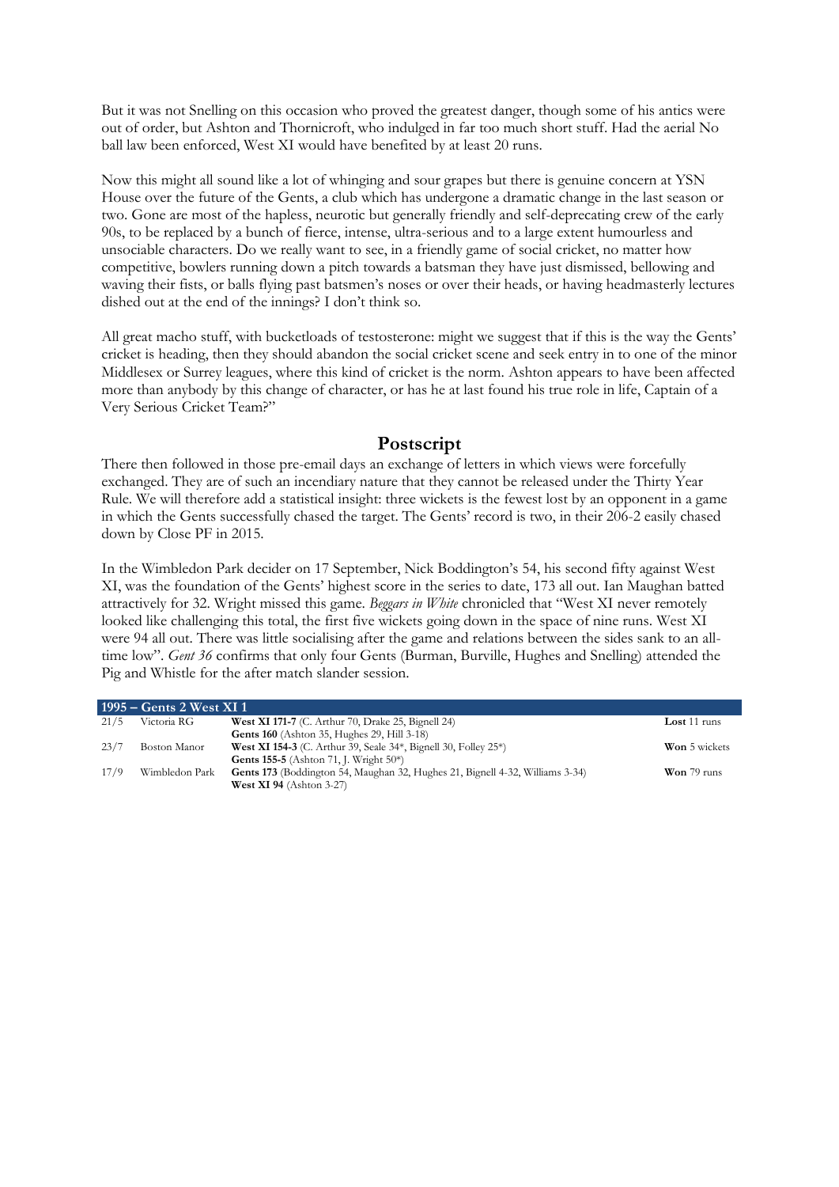But it was not Snelling on this occasion who proved the greatest danger, though some of his antics were out of order, but Ashton and Thornicroft, who indulged in far too much short stuff. Had the aerial No ball law been enforced, West XI would have benefited by at least 20 runs.

Now this might all sound like a lot of whinging and sour grapes but there is genuine concern at YSN House over the future of the Gents, a club which has undergone a dramatic change in the last season or two. Gone are most of the hapless, neurotic but generally friendly and self-deprecating crew of the early 90s, to be replaced by a bunch of fierce, intense, ultra-serious and to a large extent humourless and unsociable characters. Do we really want to see, in a friendly game of social cricket, no matter how competitive, bowlers running down a pitch towards a batsman they have just dismissed, bellowing and waving their fists, or balls flying past batsmen's noses or over their heads, or having headmasterly lectures dished out at the end of the innings? I don't think so.

All great macho stuff, with bucketloads of testosterone: might we suggest that if this is the way the Gents' cricket is heading, then they should abandon the social cricket scene and seek entry in to one of the minor Middlesex or Surrey leagues, where this kind of cricket is the norm. Ashton appears to have been affected more than anybody by this change of character, or has he at last found his true role in life, Captain of a Very Serious Cricket Team?"

## Postscript

There then followed in those pre-email days an exchange of letters in which views were forcefully exchanged. They are of such an incendiary nature that they cannot be released under the Thirty Year Rule. We will therefore add a statistical insight: three wickets is the fewest lost by an opponent in a game in which the Gents successfully chased the target. The Gents' record is two, in their 206-2 easily chased down by Close PF in 2015.

In the Wimbledon Park decider on 17 September, Nick Boddington's 54, his second fifty against West XI, was the foundation of the Gents' highest score in the series to date, 173 all out. Ian Maughan batted attractively for 32. Wright missed this game. *Beggars in White* chronicled that "West XI never remotely looked like challenging this total, the first five wickets going down in the space of nine runs. West XI were 94 all out. There was little socialising after the game and relations between the sides sank to an all-time low". *Gent 36* confirms that only four Gents (Burman, Burville, Hughes and Snelling) attended the Pig and Whistle for the after match slander session.

| **1995 – Gents 2 West XI 1** | | | |
|---|---|---|---|
| 21/5 | Victoria RG | **West XI 171-7** (C. Arthur 70, Drake 25, Bignell 24)<br>**Gents 160** (Ashton 35, Hughes 29, Hill 3-18) | **Lost** 11 runs |
| 23/7 | Boston Manor | **West XI 154-3** (C. Arthur 39, Seale 34*, Bignell 30, Folley 25*)<br>**Gents 155-5** (Ashton 71, J. Wright 50*) | **Won** 5 wickets |
| 17/9 | Wimbledon Park | **Gents 173** (Boddington 54, Maughan 32, Hughes 21, Bignell 4-32, Williams 3-34)<br>**West XI 94** (Ashton 3-27) | **Won** 79 runs |